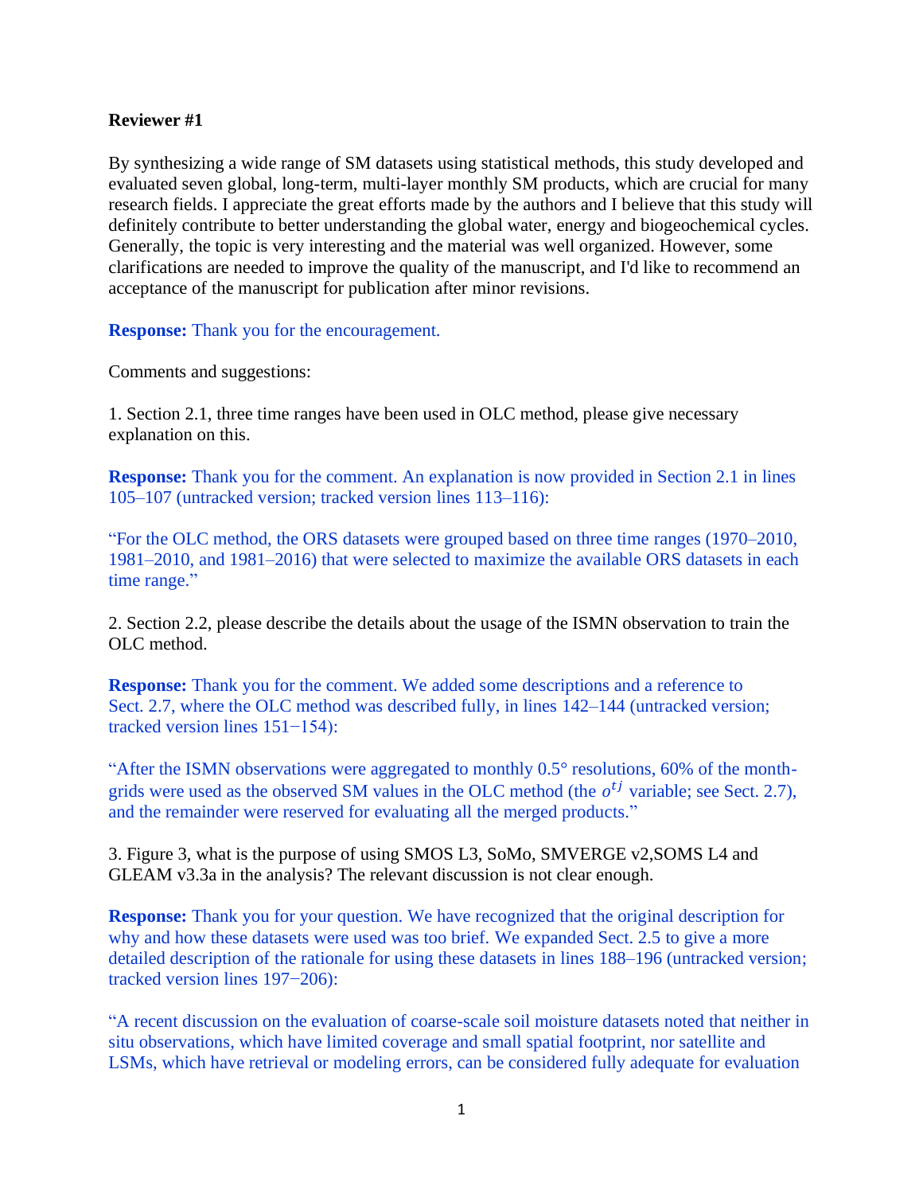**Reviewer #1**

By synthesizing a wide range of SM datasets using statistical methods, this study developed and evaluated seven global, long-term, multi-layer monthly SM products, which are crucial for many research fields. I appreciate the great efforts made by the authors and I believe that this study will definitely contribute to better understanding the global water, energy and biogeochemical cycles. Generally, the topic is very interesting and the material was well organized. However, some clarifications are needed to improve the quality of the manuscript, and I'd like to recommend an acceptance of the manuscript for publication after minor revisions.

**Response:** Thank you for the encouragement.

Comments and suggestions:

1. Section 2.1, three time ranges have been used in OLC method, please give necessary explanation on this.

**Response:** Thank you for the comment. An explanation is now provided in Section 2.1 in lines 105–107 (untracked version; tracked version lines 113–116):

"For the OLC method, the ORS datasets were grouped based on three time ranges (1970–2010, 1981–2010, and 1981–2016) that were selected to maximize the available ORS datasets in each time range."

2. Section 2.2, please describe the details about the usage of the ISMN observation to train the OLC method.

**Response:** Thank you for the comment. We added some descriptions and a reference to Sect. 2.7, where the OLC method was described fully, in lines 142–144 (untracked version; tracked version lines 151−154):

"After the ISMN observations were aggregated to monthly 0.5° resolutions, 60% of the month-grids were used as the observed SM values in the OLC method (the $o^{tj}$ variable; see Sect. 2.7), and the remainder were reserved for evaluating all the merged products."

3. Figure 3, what is the purpose of using SMOS L3, SoMo, SMVERGE v2,SOMS L4 and GLEAM v3.3a in the analysis? The relevant discussion is not clear enough.

**Response:** Thank you for your question. We have recognized that the original description for why and how these datasets were used was too brief. We expanded Sect. 2.5 to give a more detailed description of the rationale for using these datasets in lines 188–196 (untracked version; tracked version lines 197−206):

"A recent discussion on the evaluation of coarse-scale soil moisture datasets noted that neither in situ observations, which have limited coverage and small spatial footprint, nor satellite and LSMs, which have retrieval or modeling errors, can be considered fully adequate for evaluation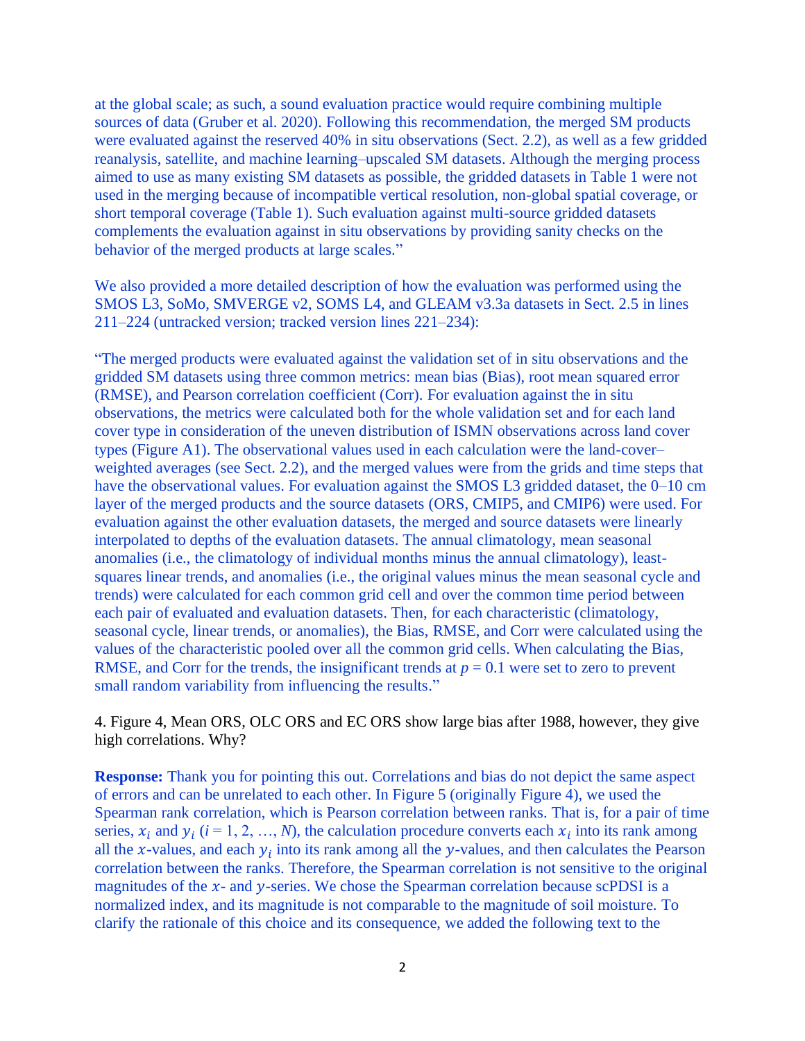at the global scale; as such, a sound evaluation practice would require combining multiple sources of data (Gruber et al. 2020). Following this recommendation, the merged SM products were evaluated against the reserved 40% in situ observations (Sect. 2.2), as well as a few gridded reanalysis, satellite, and machine learning–upscaled SM datasets. Although the merging process aimed to use as many existing SM datasets as possible, the gridded datasets in Table 1 were not used in the merging because of incompatible vertical resolution, non-global spatial coverage, or short temporal coverage (Table 1). Such evaluation against multi-source gridded datasets complements the evaluation against in situ observations by providing sanity checks on the behavior of the merged products at large scales."

We also provided a more detailed description of how the evaluation was performed using the SMOS L3, SoMo, SMVERGE v2, SOMS L4, and GLEAM v3.3a datasets in Sect. 2.5 in lines 211–224 (untracked version; tracked version lines 221–234):

"The merged products were evaluated against the validation set of in situ observations and the gridded SM datasets using three common metrics: mean bias (Bias), root mean squared error (RMSE), and Pearson correlation coefficient (Corr). For evaluation against the in situ observations, the metrics were calculated both for the whole validation set and for each land cover type in consideration of the uneven distribution of ISMN observations across land cover types (Figure A1). The observational values used in each calculation were the land-cover–weighted averages (see Sect. 2.2), and the merged values were from the grids and time steps that have the observational values. For evaluation against the SMOS L3 gridded dataset, the 0–10 cm layer of the merged products and the source datasets (ORS, CMIP5, and CMIP6) were used. For evaluation against the other evaluation datasets, the merged and source datasets were linearly interpolated to depths of the evaluation datasets. The annual climatology, mean seasonal anomalies (i.e., the climatology of individual months minus the annual climatology), least-squares linear trends, and anomalies (i.e., the original values minus the mean seasonal cycle and trends) were calculated for each common grid cell and over the common time period between each pair of evaluated and evaluation datasets. Then, for each characteristic (climatology, seasonal cycle, linear trends, or anomalies), the Bias, RMSE, and Corr were calculated using the values of the characteristic pooled over all the common grid cells. When calculating the Bias, RMSE, and Corr for the trends, the insignificant trends at $p = 0.1$ were set to zero to prevent small random variability from influencing the results."

4. Figure 4, Mean ORS, OLC ORS and EC ORS show large bias after 1988, however, they give high correlations. Why?

**Response:** Thank you for pointing this out. Correlations and bias do not depict the same aspect of errors and can be unrelated to each other. In Figure 5 (originally Figure 4), we used the Spearman rank correlation, which is Pearson correlation between ranks. That is, for a pair of time series, $x_i$ and $y_i$ ($i = 1, 2, \ldots, N$), the calculation procedure converts each $x_i$ into its rank among all the $x$-values, and each $y_i$ into its rank among all the $y$-values, and then calculates the Pearson correlation between the ranks. Therefore, the Spearman correlation is not sensitive to the original magnitudes of the $x$- and $y$-series. We chose the Spearman correlation because scPDSI is a normalized index, and its magnitude is not comparable to the magnitude of soil moisture. To clarify the rationale of this choice and its consequence, we added the following text to the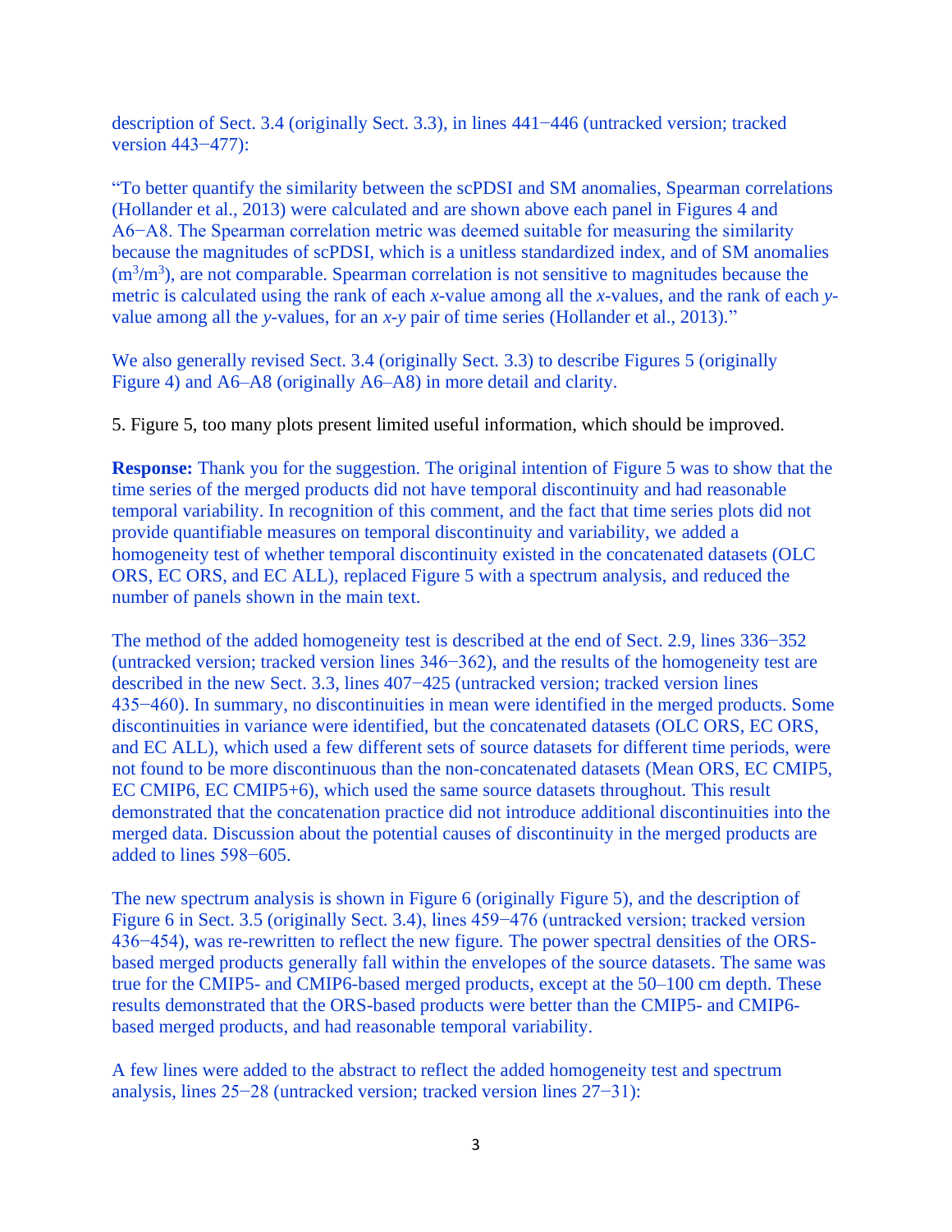description of Sect. 3.4 (originally Sect. 3.3), in lines 441−446 (untracked version; tracked version 443−477):

"To better quantify the similarity between the scPDSI and SM anomalies, Spearman correlations (Hollander et al., 2013) were calculated and are shown above each panel in Figures 4 and A6−A8. The Spearman correlation metric was deemed suitable for measuring the similarity because the magnitudes of scPDSI, which is a unitless standardized index, and of SM anomalies ($m^3/m^3$), are not comparable. Spearman correlation is not sensitive to magnitudes because the metric is calculated using the rank of each *x*-value among all the *x*-values, and the rank of each *y*-value among all the *y*-values, for an *x*-*y* pair of time series (Hollander et al., 2013)."

We also generally revised Sect. 3.4 (originally Sect. 3.3) to describe Figures 5 (originally Figure 4) and A6–A8 (originally A6–A8) in more detail and clarity.

5. Figure 5, too many plots present limited useful information, which should be improved.

**Response:** Thank you for the suggestion. The original intention of Figure 5 was to show that the time series of the merged products did not have temporal discontinuity and had reasonable temporal variability. In recognition of this comment, and the fact that time series plots did not provide quantifiable measures on temporal discontinuity and variability, we added a homogeneity test of whether temporal discontinuity existed in the concatenated datasets (OLC ORS, EC ORS, and EC ALL), replaced Figure 5 with a spectrum analysis, and reduced the number of panels shown in the main text.

The method of the added homogeneity test is described at the end of Sect. 2.9, lines 336−352 (untracked version; tracked version lines 346−362), and the results of the homogeneity test are described in the new Sect. 3.3, lines 407−425 (untracked version; tracked version lines 435−460). In summary, no discontinuities in mean were identified in the merged products. Some discontinuities in variance were identified, but the concatenated datasets (OLC ORS, EC ORS, and EC ALL), which used a few different sets of source datasets for different time periods, were not found to be more discontinuous than the non-concatenated datasets (Mean ORS, EC CMIP5, EC CMIP6, EC CMIP5+6), which used the same source datasets throughout. This result demonstrated that the concatenation practice did not introduce additional discontinuities into the merged data. Discussion about the potential causes of discontinuity in the merged products are added to lines 598−605.

The new spectrum analysis is shown in Figure 6 (originally Figure 5), and the description of Figure 6 in Sect. 3.5 (originally Sect. 3.4), lines 459−476 (untracked version; tracked version 436−454), was re-rewritten to reflect the new figure. The power spectral densities of the ORS-based merged products generally fall within the envelopes of the source datasets. The same was true for the CMIP5- and CMIP6-based merged products, except at the 50–100 cm depth. These results demonstrated that the ORS-based products were better than the CMIP5- and CMIP6-based merged products, and had reasonable temporal variability.

A few lines were added to the abstract to reflect the added homogeneity test and spectrum analysis, lines 25−28 (untracked version; tracked version lines 27−31):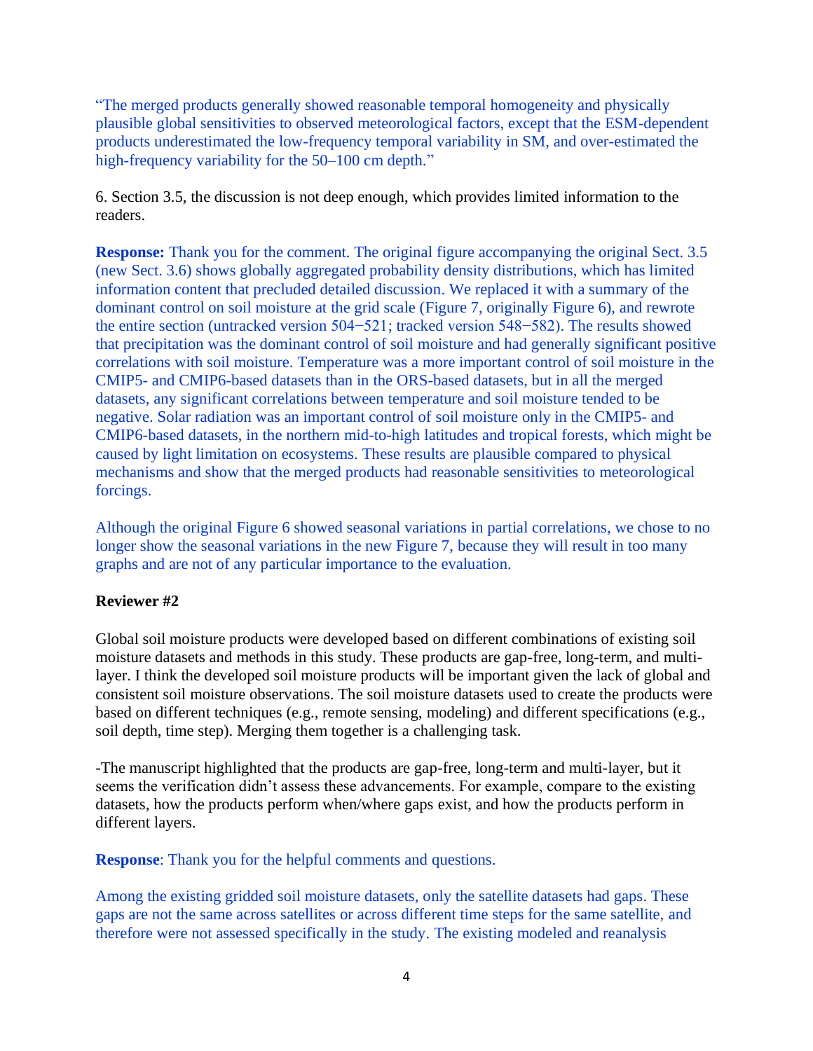"The merged products generally showed reasonable temporal homogeneity and physically plausible global sensitivities to observed meteorological factors, except that the ESM-dependent products underestimated the low-frequency temporal variability in SM, and over-estimated the high-frequency variability for the 50–100 cm depth."

6. Section 3.5, the discussion is not deep enough, which provides limited information to the readers.

**Response:** Thank you for the comment. The original figure accompanying the original Sect. 3.5 (new Sect. 3.6) shows globally aggregated probability density distributions, which has limited information content that precluded detailed discussion. We replaced it with a summary of the dominant control on soil moisture at the grid scale (Figure 7, originally Figure 6), and rewrote the entire section (untracked version 504−521; tracked version 548−582). The results showed that precipitation was the dominant control of soil moisture and had generally significant positive correlations with soil moisture. Temperature was a more important control of soil moisture in the CMIP5- and CMIP6-based datasets than in the ORS-based datasets, but in all the merged datasets, any significant correlations between temperature and soil moisture tended to be negative. Solar radiation was an important control of soil moisture only in the CMIP5- and CMIP6-based datasets, in the northern mid-to-high latitudes and tropical forests, which might be caused by light limitation on ecosystems. These results are plausible compared to physical mechanisms and show that the merged products had reasonable sensitivities to meteorological forcings.

Although the original Figure 6 showed seasonal variations in partial correlations, we chose to no longer show the seasonal variations in the new Figure 7, because they will result in too many graphs and are not of any particular importance to the evaluation.

**Reviewer #2**

Global soil moisture products were developed based on different combinations of existing soil moisture datasets and methods in this study. These products are gap-free, long-term, and multi-layer. I think the developed soil moisture products will be important given the lack of global and consistent soil moisture observations. The soil moisture datasets used to create the products were based on different techniques (e.g., remote sensing, modeling) and different specifications (e.g., soil depth, time step). Merging them together is a challenging task.

-The manuscript highlighted that the products are gap-free, long-term and multi-layer, but it seems the verification didn't assess these advancements. For example, compare to the existing datasets, how the products perform when/where gaps exist, and how the products perform in different layers.

**Response**: Thank you for the helpful comments and questions.

Among the existing gridded soil moisture datasets, only the satellite datasets had gaps. These gaps are not the same across satellites or across different time steps for the same satellite, and therefore were not assessed specifically in the study. The existing modeled and reanalysis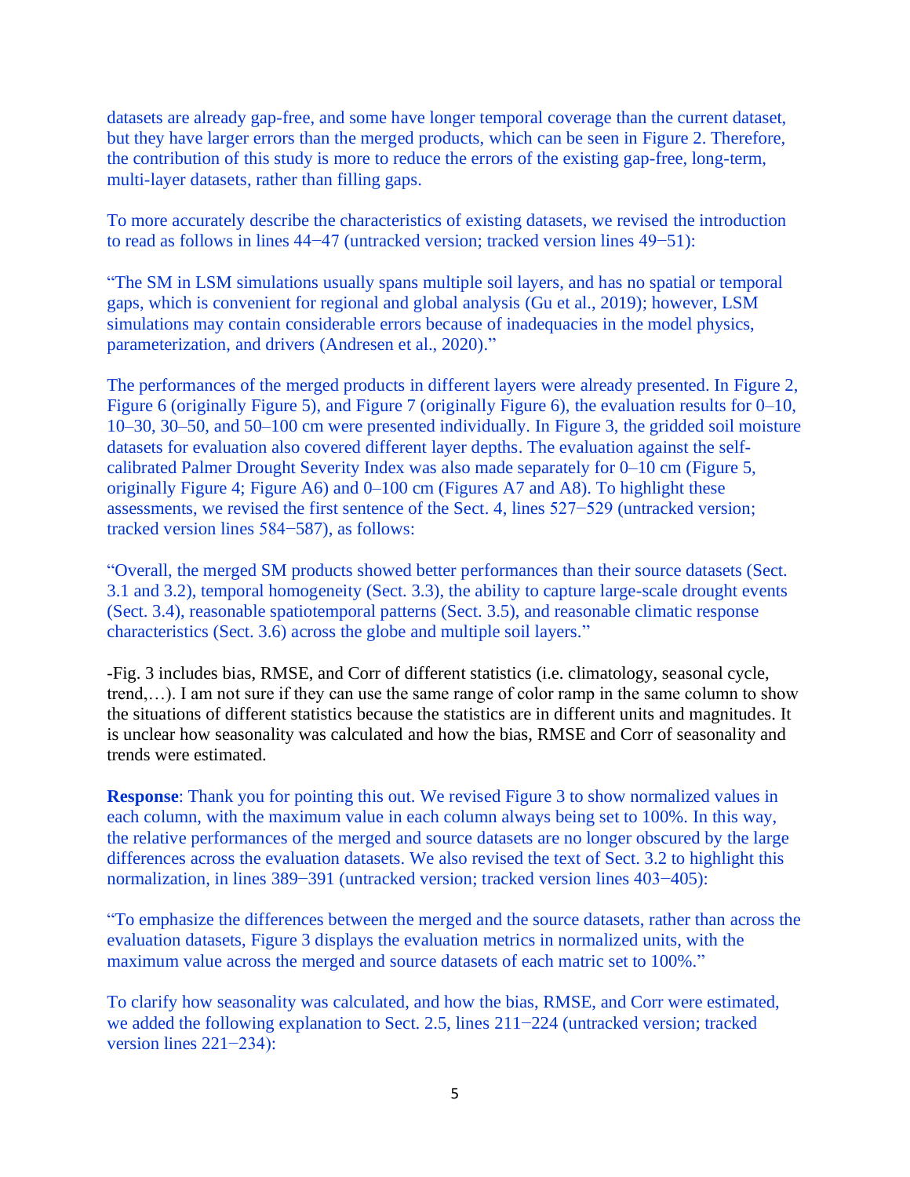datasets are already gap-free, and some have longer temporal coverage than the current dataset, but they have larger errors than the merged products, which can be seen in Figure 2. Therefore, the contribution of this study is more to reduce the errors of the existing gap-free, long-term, multi-layer datasets, rather than filling gaps.

To more accurately describe the characteristics of existing datasets, we revised the introduction to read as follows in lines 44−47 (untracked version; tracked version lines 49−51):

"The SM in LSM simulations usually spans multiple soil layers, and has no spatial or temporal gaps, which is convenient for regional and global analysis (Gu et al., 2019); however, LSM simulations may contain considerable errors because of inadequacies in the model physics, parameterization, and drivers (Andresen et al., 2020)."

The performances of the merged products in different layers were already presented. In Figure 2, Figure 6 (originally Figure 5), and Figure 7 (originally Figure 6), the evaluation results for 0–10, 10–30, 30–50, and 50–100 cm were presented individually. In Figure 3, the gridded soil moisture datasets for evaluation also covered different layer depths. The evaluation against the self-calibrated Palmer Drought Severity Index was also made separately for 0–10 cm (Figure 5, originally Figure 4; Figure A6) and 0–100 cm (Figures A7 and A8). To highlight these assessments, we revised the first sentence of the Sect. 4, lines 527−529 (untracked version; tracked version lines 584−587), as follows:

"Overall, the merged SM products showed better performances than their source datasets (Sect. 3.1 and 3.2), temporal homogeneity (Sect. 3.3), the ability to capture large-scale drought events (Sect. 3.4), reasonable spatiotemporal patterns (Sect. 3.5), and reasonable climatic response characteristics (Sect. 3.6) across the globe and multiple soil layers."

-Fig. 3 includes bias, RMSE, and Corr of different statistics (i.e. climatology, seasonal cycle, trend,…). I am not sure if they can use the same range of color ramp in the same column to show the situations of different statistics because the statistics are in different units and magnitudes. It is unclear how seasonality was calculated and how the bias, RMSE and Corr of seasonality and trends were estimated.

**Response**: Thank you for pointing this out. We revised Figure 3 to show normalized values in each column, with the maximum value in each column always being set to 100%. In this way, the relative performances of the merged and source datasets are no longer obscured by the large differences across the evaluation datasets. We also revised the text of Sect. 3.2 to highlight this normalization, in lines 389−391 (untracked version; tracked version lines 403−405):

"To emphasize the differences between the merged and the source datasets, rather than across the evaluation datasets, Figure 3 displays the evaluation metrics in normalized units, with the maximum value across the merged and source datasets of each matric set to 100%."

To clarify how seasonality was calculated, and how the bias, RMSE, and Corr were estimated, we added the following explanation to Sect. 2.5, lines 211−224 (untracked version; tracked version lines 221−234):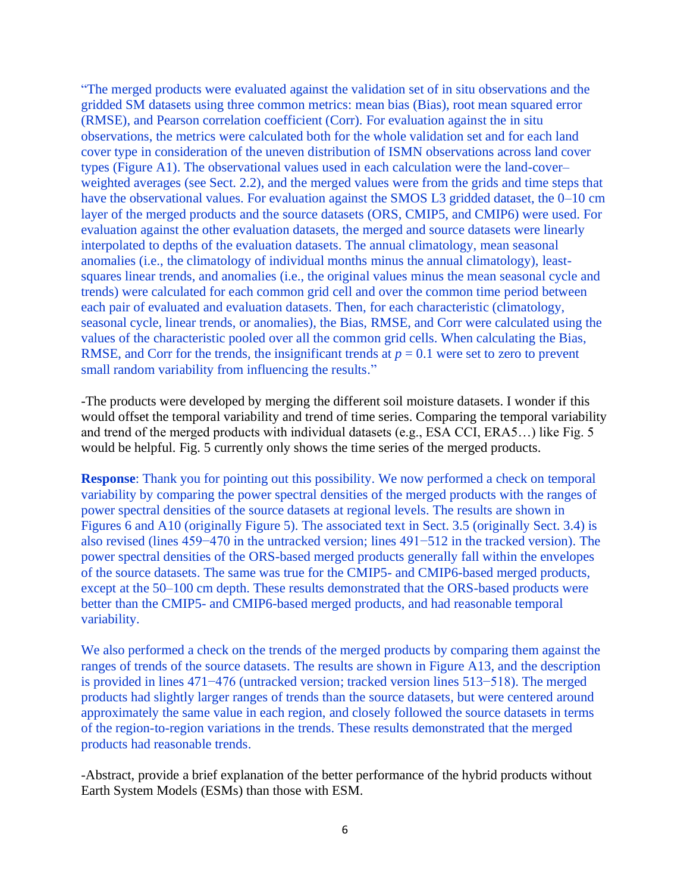"The merged products were evaluated against the validation set of in situ observations and the gridded SM datasets using three common metrics: mean bias (Bias), root mean squared error (RMSE), and Pearson correlation coefficient (Corr). For evaluation against the in situ observations, the metrics were calculated both for the whole validation set and for each land cover type in consideration of the uneven distribution of ISMN observations across land cover types (Figure A1). The observational values used in each calculation were the land-cover–weighted averages (see Sect. 2.2), and the merged values were from the grids and time steps that have the observational values. For evaluation against the SMOS L3 gridded dataset, the 0–10 cm layer of the merged products and the source datasets (ORS, CMIP5, and CMIP6) were used. For evaluation against the other evaluation datasets, the merged and source datasets were linearly interpolated to depths of the evaluation datasets. The annual climatology, mean seasonal anomalies (i.e., the climatology of individual months minus the annual climatology), least-squares linear trends, and anomalies (i.e., the original values minus the mean seasonal cycle and trends) were calculated for each common grid cell and over the common time period between each pair of evaluated and evaluation datasets. Then, for each characteristic (climatology, seasonal cycle, linear trends, or anomalies), the Bias, RMSE, and Corr were calculated using the values of the characteristic pooled over all the common grid cells. When calculating the Bias, RMSE, and Corr for the trends, the insignificant trends at $p = 0.1$ were set to zero to prevent small random variability from influencing the results."

-The products were developed by merging the different soil moisture datasets. I wonder if this would offset the temporal variability and trend of time series. Comparing the temporal variability and trend of the merged products with individual datasets (e.g., ESA CCI, ERA5…) like Fig. 5 would be helpful. Fig. 5 currently only shows the time series of the merged products.

**Response**: Thank you for pointing out this possibility. We now performed a check on temporal variability by comparing the power spectral densities of the merged products with the ranges of power spectral densities of the source datasets at regional levels. The results are shown in Figures 6 and A10 (originally Figure 5). The associated text in Sect. 3.5 (originally Sect. 3.4) is also revised (lines 459−470 in the untracked version; lines 491−512 in the tracked version). The power spectral densities of the ORS-based merged products generally fall within the envelopes of the source datasets. The same was true for the CMIP5- and CMIP6-based merged products, except at the 50–100 cm depth. These results demonstrated that the ORS-based products were better than the CMIP5- and CMIP6-based merged products, and had reasonable temporal variability.

We also performed a check on the trends of the merged products by comparing them against the ranges of trends of the source datasets. The results are shown in Figure A13, and the description is provided in lines 471−476 (untracked version; tracked version lines 513−518). The merged products had slightly larger ranges of trends than the source datasets, but were centered around approximately the same value in each region, and closely followed the source datasets in terms of the region-to-region variations in the trends. These results demonstrated that the merged products had reasonable trends.

-Abstract, provide a brief explanation of the better performance of the hybrid products without Earth System Models (ESMs) than those with ESM.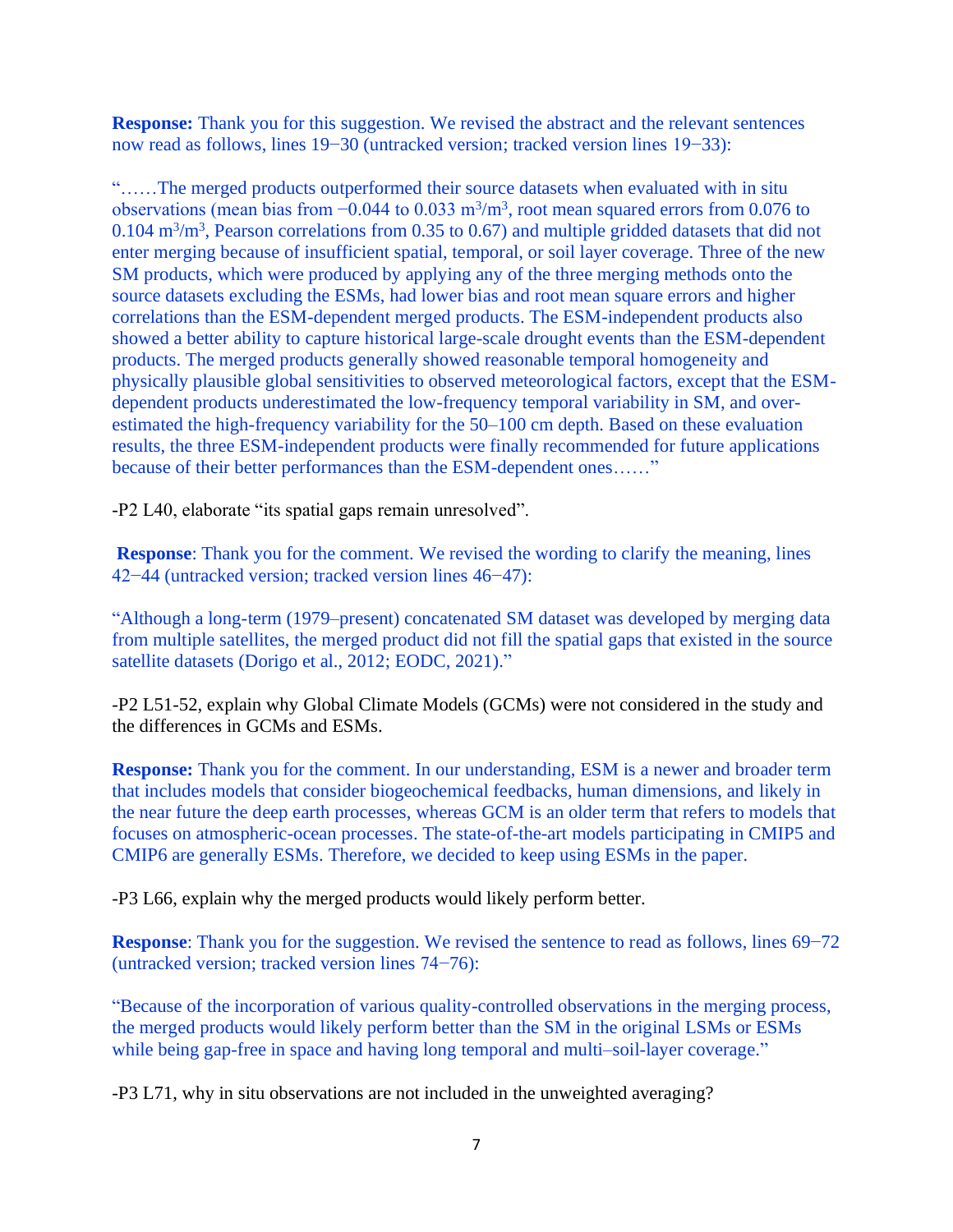**Response:** Thank you for this suggestion. We revised the abstract and the relevant sentences now read as follows, lines 19−30 (untracked version; tracked version lines 19−33):

"……The merged products outperformed their source datasets when evaluated with in situ observations (mean bias from −0.044 to 0.033 $m^3/m^3$, root mean squared errors from 0.076 to 0.104 $m^3/m^3$, Pearson correlations from 0.35 to 0.67) and multiple gridded datasets that did not enter merging because of insufficient spatial, temporal, or soil layer coverage. Three of the new SM products, which were produced by applying any of the three merging methods onto the source datasets excluding the ESMs, had lower bias and root mean square errors and higher correlations than the ESM-dependent merged products. The ESM-independent products also showed a better ability to capture historical large-scale drought events than the ESM-dependent products. The merged products generally showed reasonable temporal homogeneity and physically plausible global sensitivities to observed meteorological factors, except that the ESM-dependent products underestimated the low-frequency temporal variability in SM, and over-estimated the high-frequency variability for the 50–100 cm depth. Based on these evaluation results, the three ESM-independent products were finally recommended for future applications because of their better performances than the ESM-dependent ones……"

-P2 L40, elaborate "its spatial gaps remain unresolved".

**Response**: Thank you for the comment. We revised the wording to clarify the meaning, lines 42−44 (untracked version; tracked version lines 46−47):

"Although a long-term (1979–present) concatenated SM dataset was developed by merging data from multiple satellites, the merged product did not fill the spatial gaps that existed in the source satellite datasets (Dorigo et al., 2012; EODC, 2021)."

-P2 L51-52, explain why Global Climate Models (GCMs) were not considered in the study and the differences in GCMs and ESMs.

**Response:** Thank you for the comment. In our understanding, ESM is a newer and broader term that includes models that consider biogeochemical feedbacks, human dimensions, and likely in the near future the deep earth processes, whereas GCM is an older term that refers to models that focuses on atmospheric-ocean processes. The state-of-the-art models participating in CMIP5 and CMIP6 are generally ESMs. Therefore, we decided to keep using ESMs in the paper.

-P3 L66, explain why the merged products would likely perform better.

**Response**: Thank you for the suggestion. We revised the sentence to read as follows, lines 69−72 (untracked version; tracked version lines 74−76):

"Because of the incorporation of various quality-controlled observations in the merging process, the merged products would likely perform better than the SM in the original LSMs or ESMs while being gap-free in space and having long temporal and multi–soil-layer coverage."

-P3 L71, why in situ observations are not included in the unweighted averaging?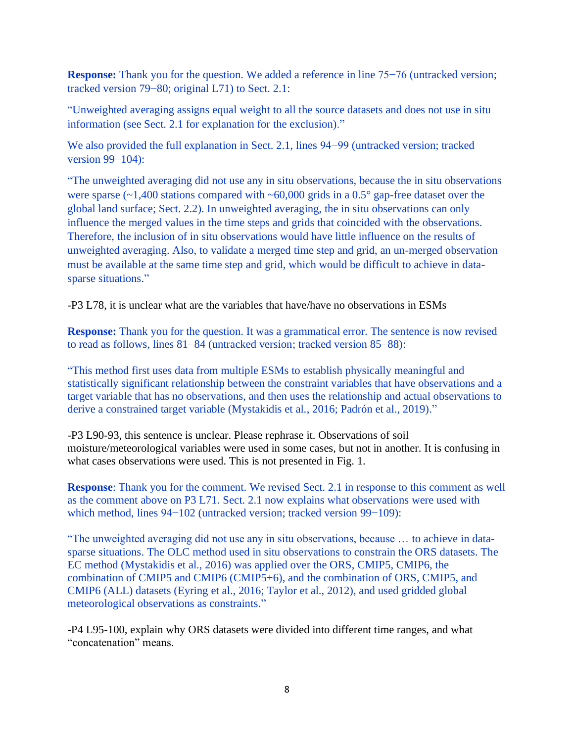**Response:** Thank you for the question. We added a reference in line 75−76 (untracked version; tracked version 79−80; original L71) to Sect. 2.1:

"Unweighted averaging assigns equal weight to all the source datasets and does not use in situ information (see Sect. 2.1 for explanation for the exclusion)."

We also provided the full explanation in Sect. 2.1, lines 94−99 (untracked version; tracked version 99−104):

"The unweighted averaging did not use any in situ observations, because the in situ observations were sparse (~1,400 stations compared with ~60,000 grids in a 0.5° gap-free dataset over the global land surface; Sect. 2.2). In unweighted averaging, the in situ observations can only influence the merged values in the time steps and grids that coincided with the observations. Therefore, the inclusion of in situ observations would have little influence on the results of unweighted averaging. Also, to validate a merged time step and grid, an un-merged observation must be available at the same time step and grid, which would be difficult to achieve in data-sparse situations."

-P3 L78, it is unclear what are the variables that have/have no observations in ESMs

**Response:** Thank you for the question. It was a grammatical error. The sentence is now revised to read as follows, lines 81−84 (untracked version; tracked version 85−88):

"This method first uses data from multiple ESMs to establish physically meaningful and statistically significant relationship between the constraint variables that have observations and a target variable that has no observations, and then uses the relationship and actual observations to derive a constrained target variable (Mystakidis et al., 2016; Padrón et al., 2019)."

-P3 L90-93, this sentence is unclear. Please rephrase it. Observations of soil moisture/meteorological variables were used in some cases, but not in another. It is confusing in what cases observations were used. This is not presented in Fig. 1.

**Response**: Thank you for the comment. We revised Sect. 2.1 in response to this comment as well as the comment above on P3 L71. Sect. 2.1 now explains what observations were used with which method, lines 94−102 (untracked version; tracked version 99−109):

"The unweighted averaging did not use any in situ observations, because … to achieve in data-sparse situations. The OLC method used in situ observations to constrain the ORS datasets. The EC method (Mystakidis et al., 2016) was applied over the ORS, CMIP5, CMIP6, the combination of CMIP5 and CMIP6 (CMIP5+6), and the combination of ORS, CMIP5, and CMIP6 (ALL) datasets (Eyring et al., 2016; Taylor et al., 2012), and used gridded global meteorological observations as constraints."

-P4 L95-100, explain why ORS datasets were divided into different time ranges, and what "concatenation" means.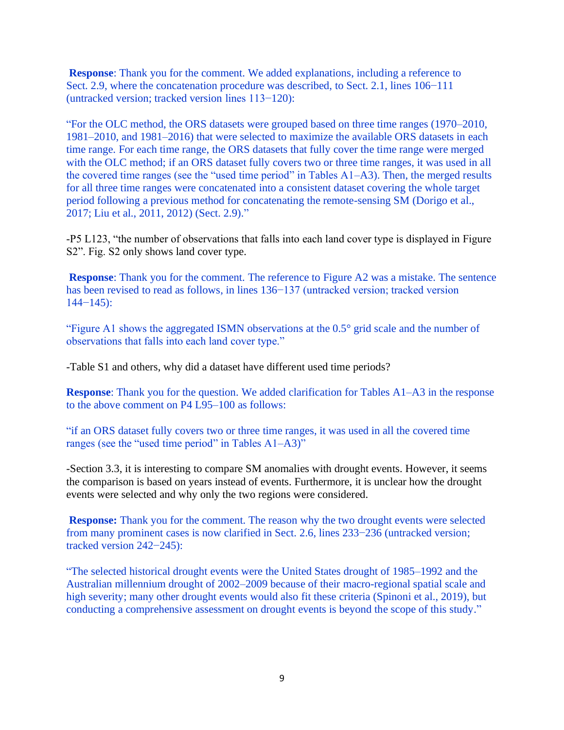**Response**: Thank you for the comment. We added explanations, including a reference to Sect. 2.9, where the concatenation procedure was described, to Sect. 2.1, lines 106−111 (untracked version; tracked version lines 113−120):

"For the OLC method, the ORS datasets were grouped based on three time ranges (1970–2010, 1981–2010, and 1981–2016) that were selected to maximize the available ORS datasets in each time range. For each time range, the ORS datasets that fully cover the time range were merged with the OLC method; if an ORS dataset fully covers two or three time ranges, it was used in all the covered time ranges (see the "used time period" in Tables A1–A3). Then, the merged results for all three time ranges were concatenated into a consistent dataset covering the whole target period following a previous method for concatenating the remote-sensing SM (Dorigo et al., 2017; Liu et al., 2011, 2012) (Sect. 2.9)."

-P5 L123, "the number of observations that falls into each land cover type is displayed in Figure S2". Fig. S2 only shows land cover type.

**Response**: Thank you for the comment. The reference to Figure A2 was a mistake. The sentence has been revised to read as follows, in lines 136−137 (untracked version; tracked version 144−145):

"Figure A1 shows the aggregated ISMN observations at the 0.5° grid scale and the number of observations that falls into each land cover type."

-Table S1 and others, why did a dataset have different used time periods?

**Response**: Thank you for the question. We added clarification for Tables A1–A3 in the response to the above comment on P4 L95–100 as follows:

"if an ORS dataset fully covers two or three time ranges, it was used in all the covered time ranges (see the "used time period" in Tables A1–A3)"

-Section 3.3, it is interesting to compare SM anomalies with drought events. However, it seems the comparison is based on years instead of events. Furthermore, it is unclear how the drought events were selected and why only the two regions were considered.

**Response:** Thank you for the comment. The reason why the two drought events were selected from many prominent cases is now clarified in Sect. 2.6, lines 233−236 (untracked version; tracked version 242−245):

"The selected historical drought events were the United States drought of 1985–1992 and the Australian millennium drought of 2002–2009 because of their macro-regional spatial scale and high severity; many other drought events would also fit these criteria (Spinoni et al., 2019), but conducting a comprehensive assessment on drought events is beyond the scope of this study."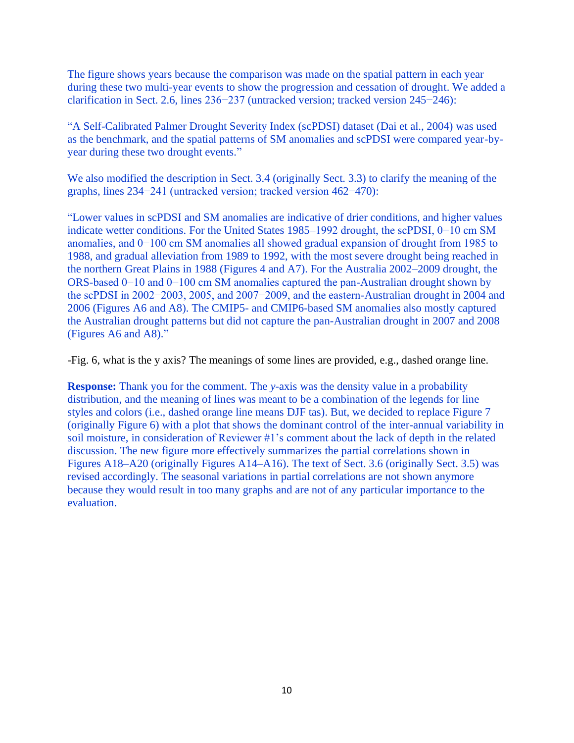The figure shows years because the comparison was made on the spatial pattern in each year during these two multi-year events to show the progression and cessation of drought. We added a clarification in Sect. 2.6, lines 236−237 (untracked version; tracked version 245−246):

"A Self-Calibrated Palmer Drought Severity Index (scPDSI) dataset (Dai et al., 2004) was used as the benchmark, and the spatial patterns of SM anomalies and scPDSI were compared year-by-year during these two drought events."

We also modified the description in Sect. 3.4 (originally Sect. 3.3) to clarify the meaning of the graphs, lines 234−241 (untracked version; tracked version 462−470):

"Lower values in scPDSI and SM anomalies are indicative of drier conditions, and higher values indicate wetter conditions. For the United States 1985–1992 drought, the scPDSI, 0−10 cm SM anomalies, and 0−100 cm SM anomalies all showed gradual expansion of drought from 1985 to 1988, and gradual alleviation from 1989 to 1992, with the most severe drought being reached in the northern Great Plains in 1988 (Figures 4 and A7). For the Australia 2002–2009 drought, the ORS-based 0−10 and 0−100 cm SM anomalies captured the pan-Australian drought shown by the scPDSI in 2002−2003, 2005, and 2007−2009, and the eastern-Australian drought in 2004 and 2006 (Figures A6 and A8). The CMIP5- and CMIP6-based SM anomalies also mostly captured the Australian drought patterns but did not capture the pan-Australian drought in 2007 and 2008 (Figures A6 and A8)."

-Fig. 6, what is the y axis? The meanings of some lines are provided, e.g., dashed orange line.

**Response:** Thank you for the comment. The *y*-axis was the density value in a probability distribution, and the meaning of lines was meant to be a combination of the legends for line styles and colors (i.e., dashed orange line means DJF tas). But, we decided to replace Figure 7 (originally Figure 6) with a plot that shows the dominant control of the inter-annual variability in soil moisture, in consideration of Reviewer #1's comment about the lack of depth in the related discussion. The new figure more effectively summarizes the partial correlations shown in Figures A18–A20 (originally Figures A14–A16). The text of Sect. 3.6 (originally Sect. 3.5) was revised accordingly. The seasonal variations in partial correlations are not shown anymore because they would result in too many graphs and are not of any particular importance to the evaluation.